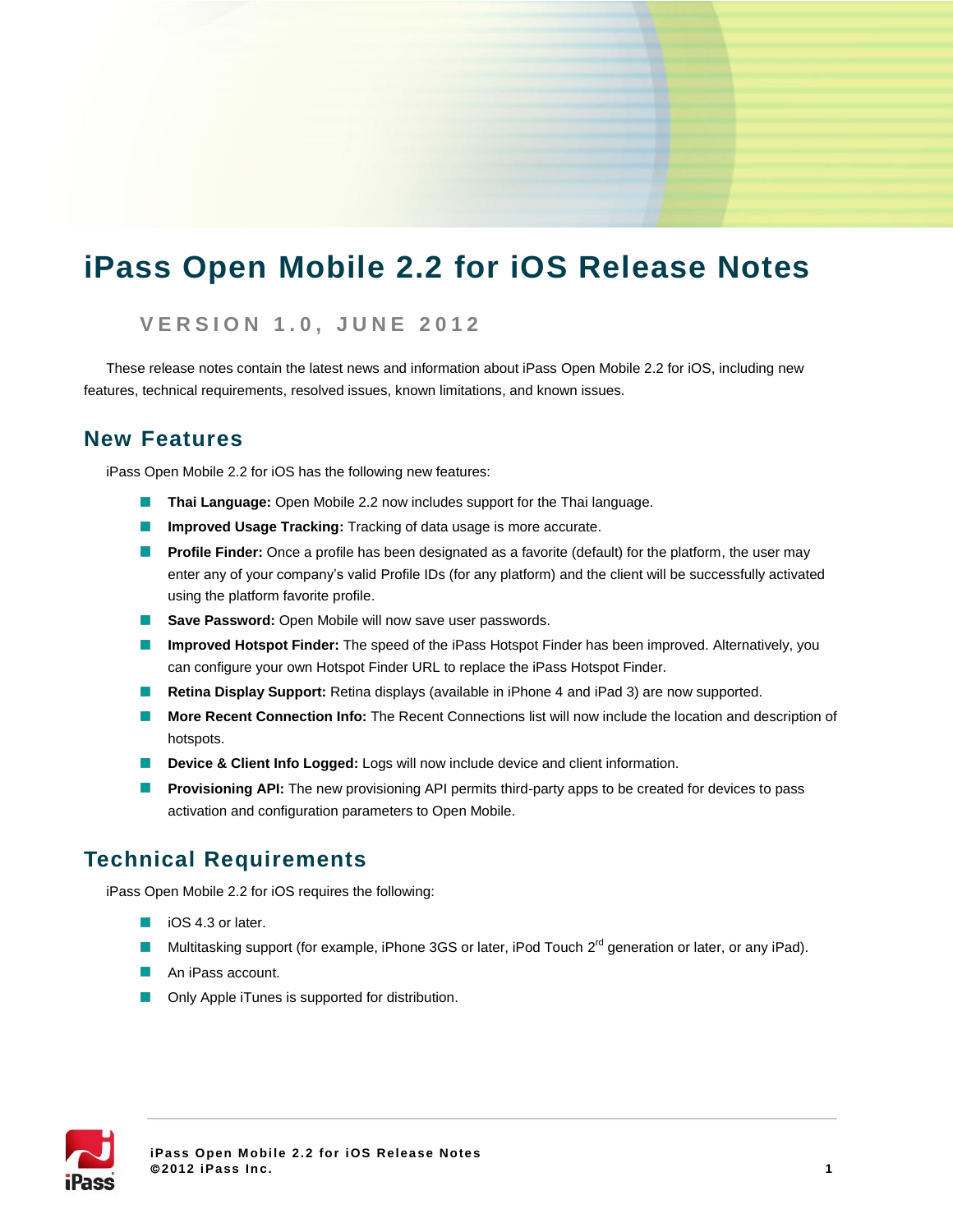# iPass Open Mobile 2.2 for iOS Release Notes

### VERSION 1.0, JUNE 2012

These release notes contain the latest news and information about iPass Open Mobile 2.2 for iOS, including new features, technical requirements, resolved issues, known limitations, and known issues.

## New Features

iPass Open Mobile 2.2 for iOS has the following new features:

- **Thai Language:** Open Mobile 2.2 now includes support for the Thai language.
- **Improved Usage Tracking:** Tracking of data usage is more accurate.
- **Profile Finder:** Once a profile has been designated as a favorite (default) for the platform, the user may enter any of your company's valid Profile IDs (for any platform) and the client will be successfully activated using the platform favorite profile.
- **Save Password:** Open Mobile will now save user passwords.
- **Improved Hotspot Finder:** The speed of the iPass Hotspot Finder has been improved. Alternatively, you can configure your own Hotspot Finder URL to replace the iPass Hotspot Finder.
- **Retina Display Support:** Retina displays (available in iPhone 4 and iPad 3) are now supported.
- **More Recent Connection Info:** The Recent Connections list will now include the location and description of hotspots.
- **Device & Client Info Logged:** Logs will now include device and client information.
- **Provisioning API:** The new provisioning API permits third-party apps to be created for devices to pass activation and configuration parameters to Open Mobile.

## Technical Requirements

iPass Open Mobile 2.2 for iOS requires the following:

- iOS 4.3 or later.
- Multitasking support (for example, iPhone 3GS or later, iPod Touch 2nd generation or later, or any iPad).
- An iPass account.
- Only Apple iTunes is supported for distribution.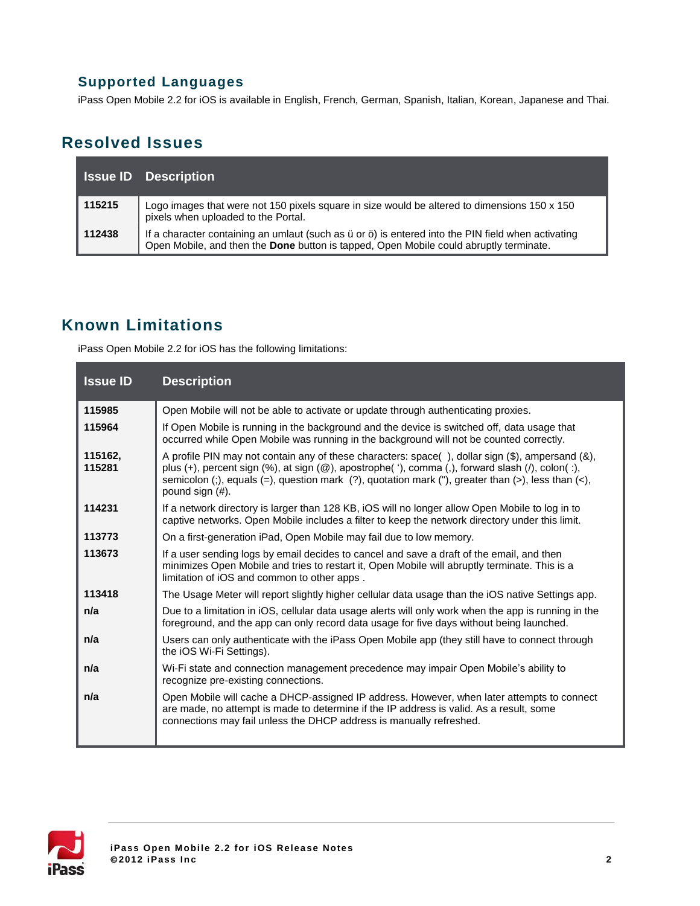### Supported Languages

iPass Open Mobile 2.2 for iOS is available in English, French, German, Spanish, Italian, Korean, Japanese and Thai.

## Resolved Issues

| Issue ID | Description |
|---|---|
| 115215 | Logo images that were not 150 pixels square in size would be altered to dimensions 150 x 150 pixels when uploaded to the Portal. |
| 112438 | If a character containing an umlaut (such as ü or ö) is entered into the PIN field when activating Open Mobile, and then the **Done** button is tapped, Open Mobile could abruptly terminate. |

## Known Limitations

iPass Open Mobile 2.2 for iOS has the following limitations:

| Issue ID | Description |
|---|---|
| 115985 | Open Mobile will not be able to activate or update through authenticating proxies. |
| 115964 | If Open Mobile is running in the background and the device is switched off, data usage that occurred while Open Mobile was running in the background will not be counted correctly. |
| 115162, 115281 | A profile PIN may not contain any of these characters: space( ), dollar sign ($), ampersand (&), plus (+), percent sign (%), at sign (@), apostrophe( '), comma (,), forward slash (/), colon( :), semicolon (;), equals (=), question mark (?), quotation mark ("), greater than (>), less than (<), pound sign (#). |
| 114231 | If a network directory is larger than 128 KB, iOS will no longer allow Open Mobile to log in to captive networks. Open Mobile includes a filter to keep the network directory under this limit. |
| 113773 | On a first-generation iPad, Open Mobile may fail due to low memory. |
| 113673 | If a user sending logs by email decides to cancel and save a draft of the email, and then minimizes Open Mobile and tries to restart it, Open Mobile will abruptly terminate. This is a limitation of iOS and common to other apps . |
| 113418 | The Usage Meter will report slightly higher cellular data usage than the iOS native Settings app. |
| n/a | Due to a limitation in iOS, cellular data usage alerts will only work when the app is running in the foreground, and the app can only record data usage for five days without being launched. |
| n/a | Users can only authenticate with the iPass Open Mobile app (they still have to connect through the iOS Wi-Fi Settings). |
| n/a | Wi-Fi state and connection management precedence may impair Open Mobile's ability to recognize pre-existing connections. |
| n/a | Open Mobile will cache a DHCP-assigned IP address. However, when later attempts to connect are made, no attempt is made to determine if the IP address is valid. As a result, some connections may fail unless the DHCP address is manually refreshed. |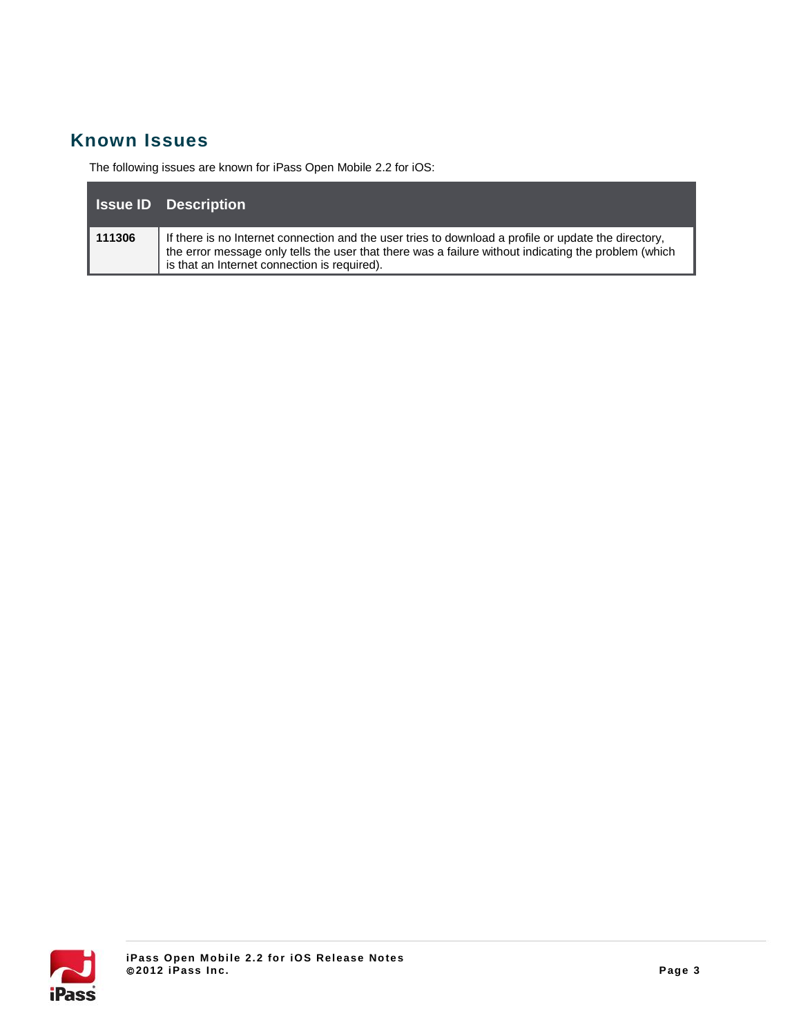## Known Issues

The following issues are known for iPass Open Mobile 2.2 for iOS:

| Issue ID | Description |
|---|---|
| **111306** | If there is no Internet connection and the user tries to download a profile or update the directory, the error message only tells the user that there was a failure without indicating the problem (which is that an Internet connection is required). |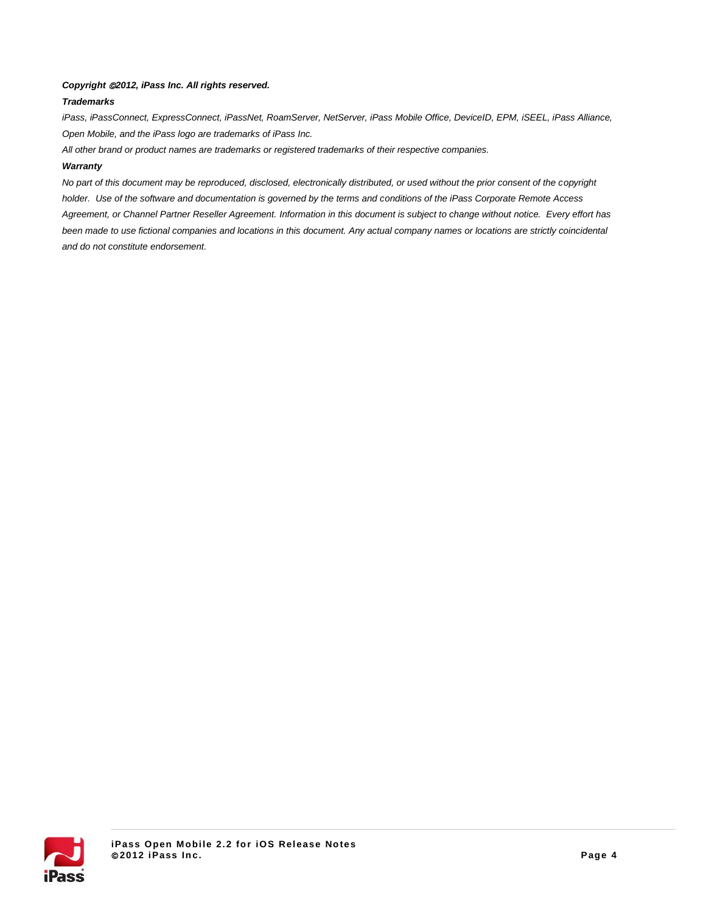***Copyright ©2012, iPass Inc. All rights reserved.***

***Trademarks***

*iPass, iPassConnect, ExpressConnect, iPassNet, RoamServer, NetServer, iPass Mobile Office, DeviceID, EPM, iSEEL, iPass Alliance, Open Mobile, and the iPass logo are trademarks of iPass Inc.*

*All other brand or product names are trademarks or registered trademarks of their respective companies.*

***Warranty***

*No part of this document may be reproduced, disclosed, electronically distributed, or used without the prior consent of the copyright holder. Use of the software and documentation is governed by the terms and conditions of the iPass Corporate Remote Access Agreement, or Channel Partner Reseller Agreement. Information in this document is subject to change without notice. Every effort has been made to use fictional companies and locations in this document. Any actual company names or locations are strictly coincidental and do not constitute endorsement.*